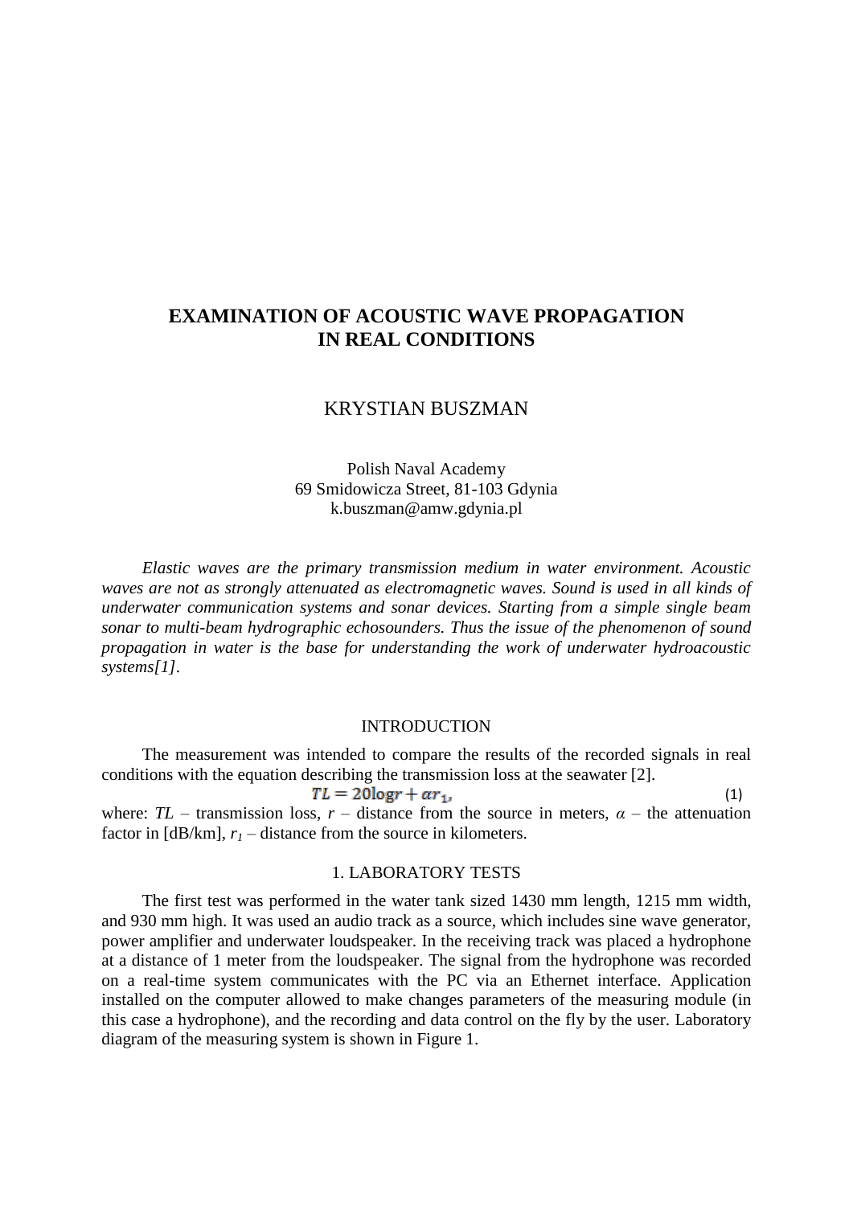# EXAMINATION OF ACOUSTIC WAVE PROPAGATION IN REAL CONDITIONS

KRYSTIAN BUSZMAN

Polish Naval Academy
69 Smidowicza Street, 81-103 Gdynia
k.buszman@amw.gdynia.pl

*Elastic waves are the primary transmission medium in water environment. Acoustic waves are not as strongly attenuated as electromagnetic waves. Sound is used in all kinds of underwater communication systems and sonar devices. Starting from a simple single beam sonar to multi-beam hydrographic echosounders. Thus the issue of the phenomenon of sound propagation in water is the base for understanding the work of underwater hydroacoustic systems[1].*

## INTRODUCTION

The measurement was intended to compare the results of the recorded signals in real conditions with the equation describing the transmission loss at the seawater [2].

$$TL = 20\log r + \alpha r_1, \tag{1}$$

where: $TL$ – transmission loss, $r$ – distance from the source in meters, $\alpha$ – the attenuation factor in [dB/km], $r_1$ – distance from the source in kilometers.

## 1. LABORATORY TESTS

The first test was performed in the water tank sized 1430 mm length, 1215 mm width, and 930 mm high. It was used an audio track as a source, which includes sine wave generator, power amplifier and underwater loudspeaker. In the receiving track was placed a hydrophone at a distance of 1 meter from the loudspeaker. The signal from the hydrophone was recorded on a real-time system communicates with the PC via an Ethernet interface. Application installed on the computer allowed to make changes parameters of the measuring module (in this case a hydrophone), and the recording and data control on the fly by the user. Laboratory diagram of the measuring system is shown in Figure 1.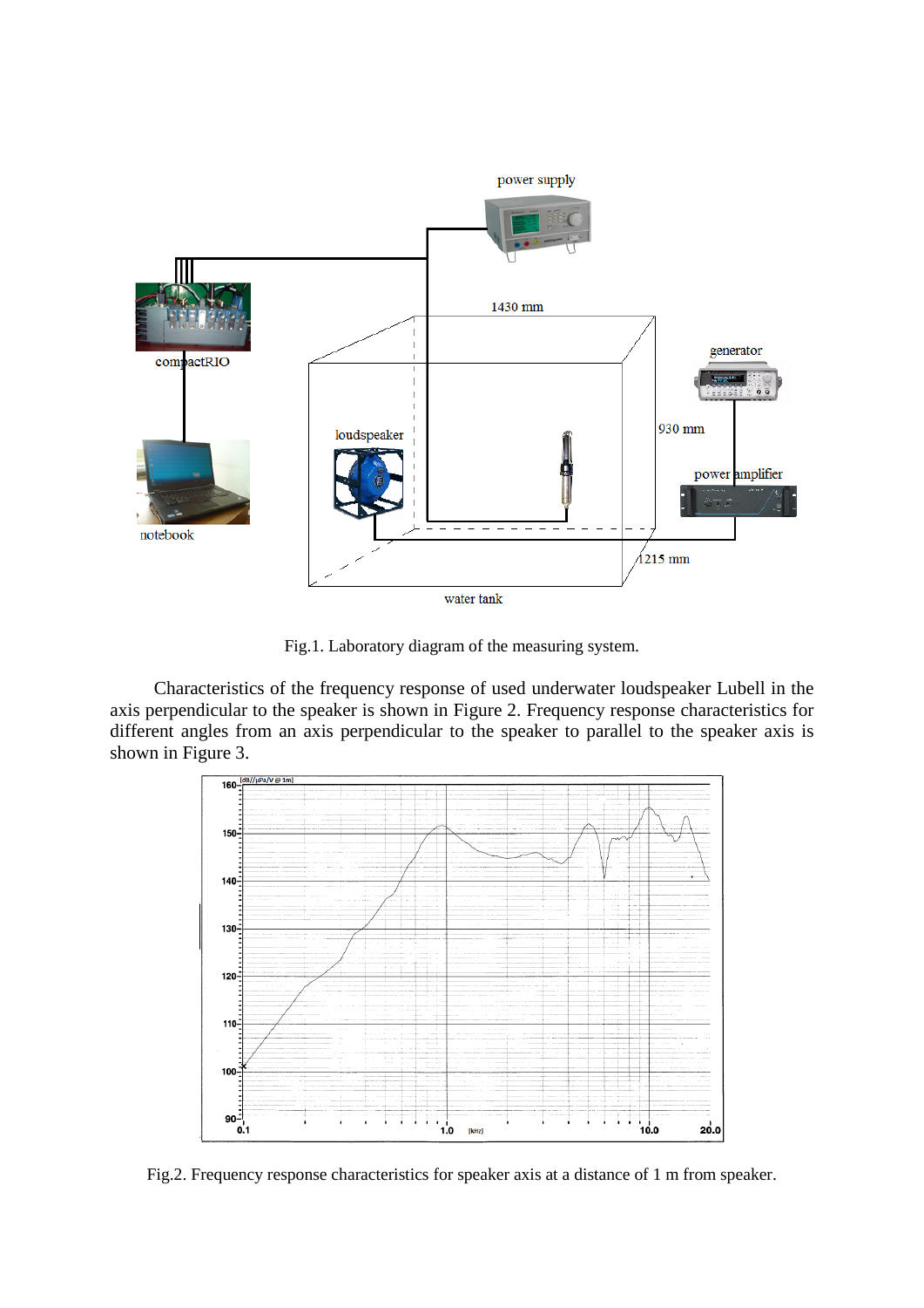Fig.1. Laboratory diagram of the measuring system.

Characteristics of the frequency response of used underwater loudspeaker Lubell in the axis perpendicular to the speaker is shown in Figure 2. Frequency response characteristics for different angles from an axis perpendicular to the speaker to parallel to the speaker axis is shown in Figure 3.

Fig.2. Frequency response characteristics for speaker axis at a distance of 1 m from speaker.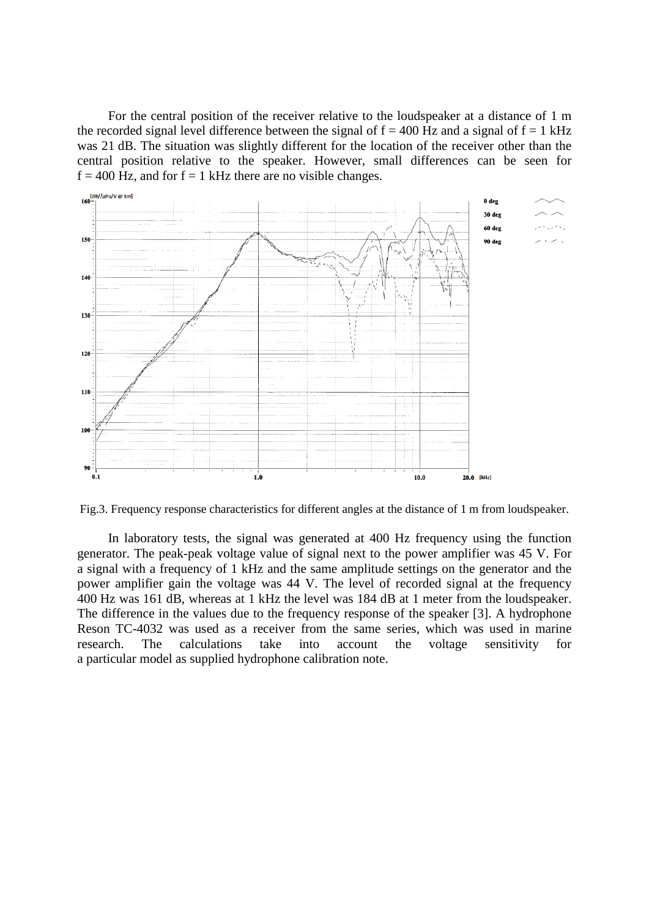For the central position of the receiver relative to the loudspeaker at a distance of 1 m the recorded signal level difference between the signal of f = 400 Hz and a signal of f = 1 kHz was 21 dB. The situation was slightly different for the location of the receiver other than the central position relative to the speaker. However, small differences can be seen for f = 400 Hz, and for f = 1 kHz there are no visible changes.

Fig.3. Frequency response characteristics for different angles at the distance of 1 m from loudspeaker.

In laboratory tests, the signal was generated at 400 Hz frequency using the function generator. The peak-peak voltage value of signal next to the power amplifier was 45 V. For a signal with a frequency of 1 kHz and the same amplitude settings on the generator and the power amplifier gain the voltage was 44 V. The level of recorded signal at the frequency 400 Hz was 161 dB, whereas at 1 kHz the level was 184 dB at 1 meter from the loudspeaker. The difference in the values due to the frequency response of the speaker [3]. A hydrophone Reson TC-4032 was used as a receiver from the same series, which was used in marine research. The calculations take into account the voltage sensitivity for a particular model as supplied hydrophone calibration note.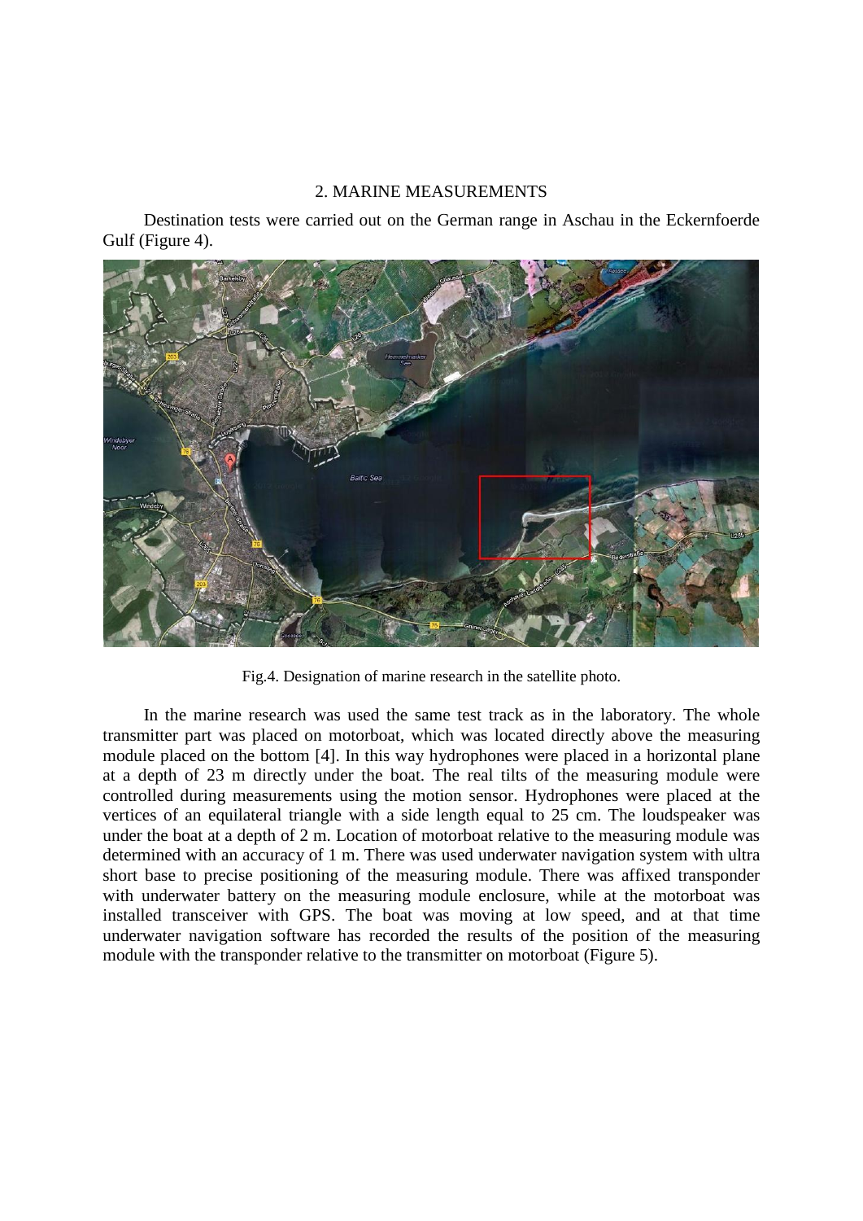## 2. MARINE MEASUREMENTS

Destination tests were carried out on the German range in Aschau in the Eckernfoerde Gulf (Figure 4).

Fig.4. Designation of marine research in the satellite photo.

In the marine research was used the same test track as in the laboratory. The whole transmitter part was placed on motorboat, which was located directly above the measuring module placed on the bottom [4]. In this way hydrophones were placed in a horizontal plane at a depth of 23 m directly under the boat. The real tilts of the measuring module were controlled during measurements using the motion sensor. Hydrophones were placed at the vertices of an equilateral triangle with a side length equal to 25 cm. The loudspeaker was under the boat at a depth of 2 m. Location of motorboat relative to the measuring module was determined with an accuracy of 1 m. There was used underwater navigation system with ultra short base to precise positioning of the measuring module. There was affixed transponder with underwater battery on the measuring module enclosure, while at the motorboat was installed transceiver with GPS. The boat was moving at low speed, and at that time underwater navigation software has recorded the results of the position of the measuring module with the transponder relative to the transmitter on motorboat (Figure 5).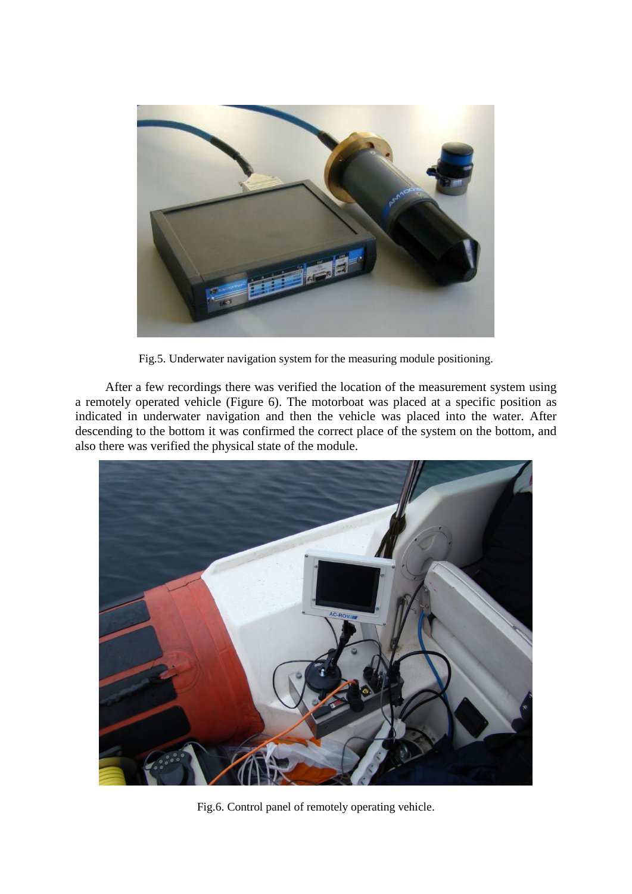Fig.5. Underwater navigation system for the measuring module positioning.

After a few recordings there was verified the location of the measurement system using a remotely operated vehicle (Figure 6). The motorboat was placed at a specific position as indicated in underwater navigation and then the vehicle was placed into the water. After descending to the bottom it was confirmed the correct place of the system on the bottom, and also there was verified the physical state of the module.

Fig.6. Control panel of remotely operating vehicle.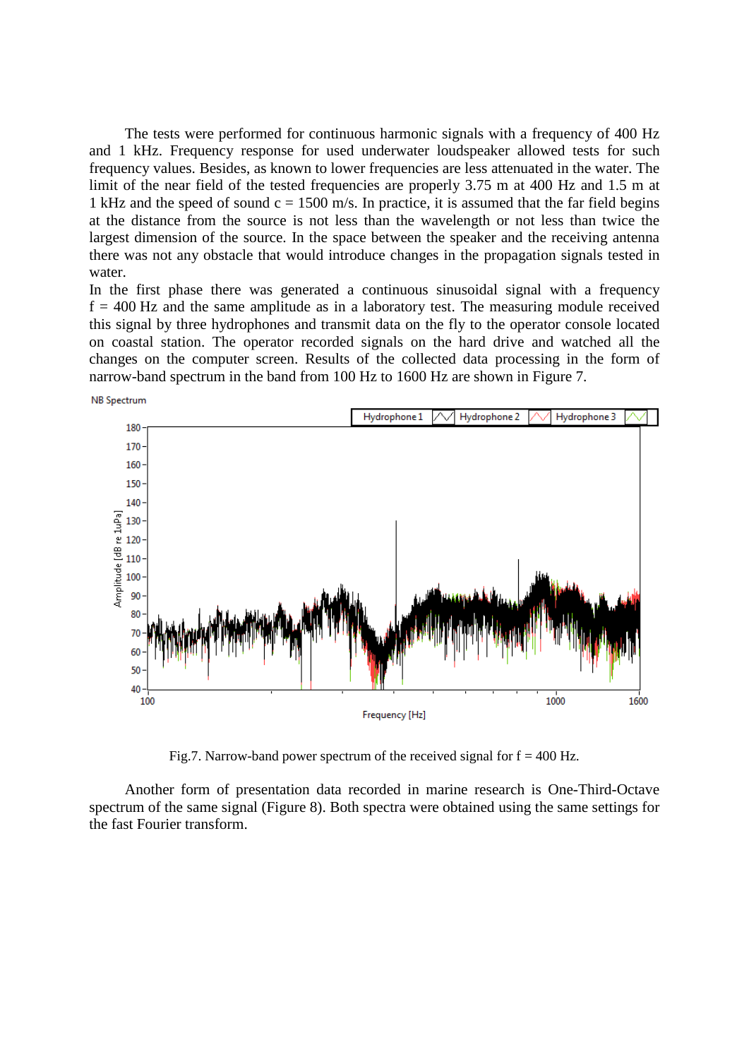The tests were performed for continuous harmonic signals with a frequency of 400 Hz and 1 kHz. Frequency response for used underwater loudspeaker allowed tests for such frequency values. Besides, as known to lower frequencies are less attenuated in the water. The limit of the near field of the tested frequencies are properly 3.75 m at 400 Hz and 1.5 m at 1 kHz and the speed of sound c = 1500 m/s. In practice, it is assumed that the far field begins at the distance from the source is not less than the wavelength or not less than twice the largest dimension of the source. In the space between the speaker and the receiving antenna there was not any obstacle that would introduce changes in the propagation signals tested in water.

In the first phase there was generated a continuous sinusoidal signal with a frequency f = 400 Hz and the same amplitude as in a laboratory test. The measuring module received this signal by three hydrophones and transmit data on the fly to the operator console located on coastal station. The operator recorded signals on the hard drive and watched all the changes on the computer screen. Results of the collected data processing in the form of narrow-band spectrum in the band from 100 Hz to 1600 Hz are shown in Figure 7.

Fig.7. Narrow-band power spectrum of the received signal for f = 400 Hz.

Another form of presentation data recorded in marine research is One-Third-Octave spectrum of the same signal (Figure 8). Both spectra were obtained using the same settings for the fast Fourier transform.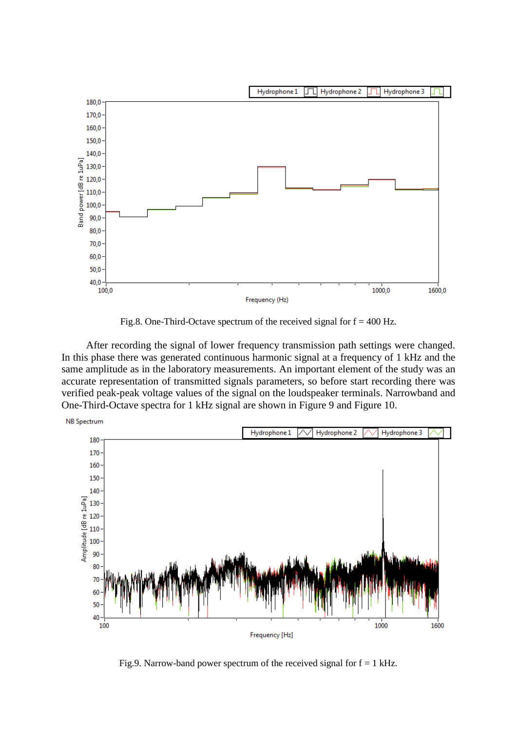Fig.8. One-Third-Octave spectrum of the received signal for f = 400 Hz.

After recording the signal of lower frequency transmission path settings were changed. In this phase there was generated continuous harmonic signal at a frequency of 1 kHz and the same amplitude as in the laboratory measurements. An important element of the study was an accurate representation of transmitted signals parameters, so before start recording there was verified peak-peak voltage values of the signal on the loudspeaker terminals. Narrowband and One-Third-Octave spectra for 1 kHz signal are shown in Figure 9 and Figure 10.

Fig.9. Narrow-band power spectrum of the received signal for f = 1 kHz.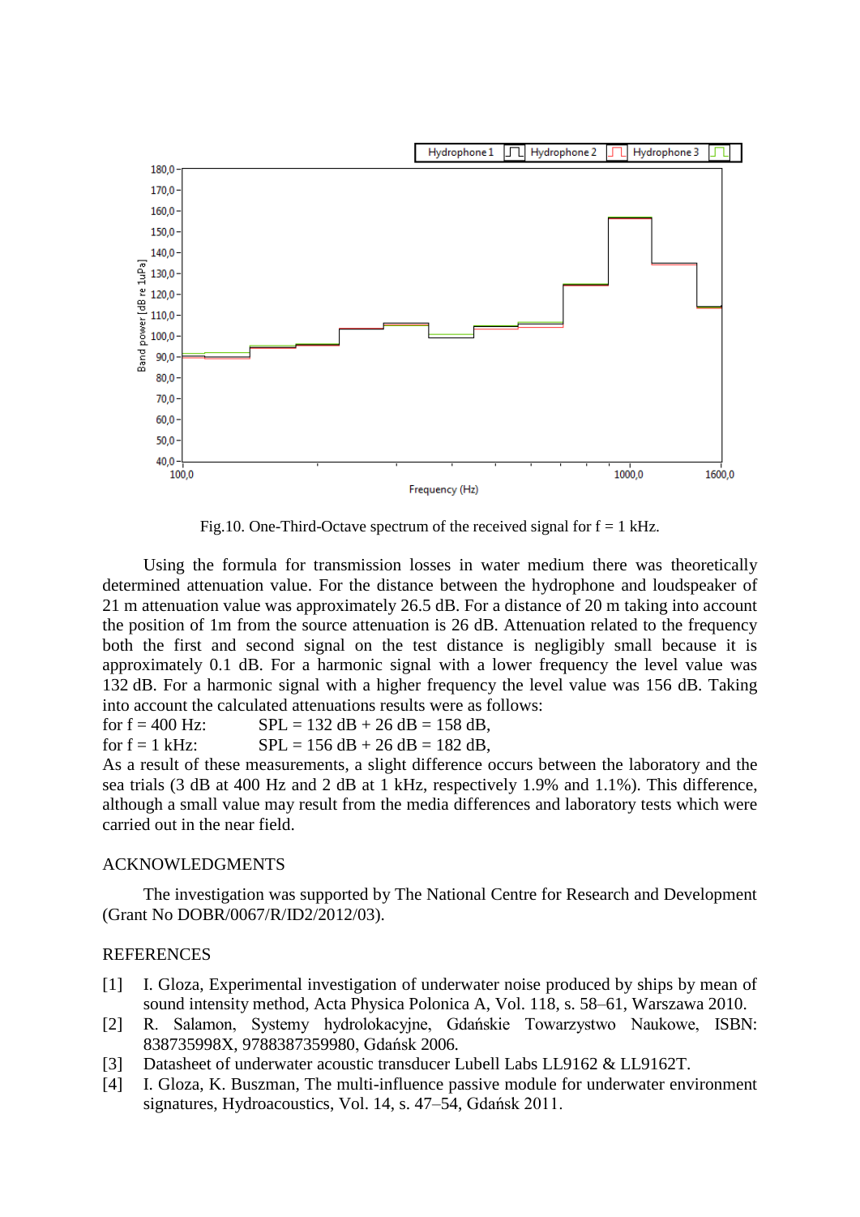Hydrophone 1 Hydrophone 2 Hydrophone 3

Band power [dB re 1uPa]

180,0
170,0
160,0
150,0
140,0
130,0
120,0
110,0
100,0
90,0
80,0
70,0
60,0
50,0
40,0

100,0 1000,0 1600,0

Frequency (Hz)

Fig.10. One-Third-Octave spectrum of the received signal for f = 1 kHz.

Using the formula for transmission losses in water medium there was theoretically determined attenuation value. For the distance between the hydrophone and loudspeaker of 21 m attenuation value was approximately 26.5 dB. For a distance of 20 m taking into account the position of 1m from the source attenuation is 26 dB. Attenuation related to the frequency both the first and second signal on the test distance is negligibly small because it is approximately 0.1 dB. For a harmonic signal with a lower frequency the level value was 132 dB. For a harmonic signal with a higher frequency the level value was 156 dB. Taking into account the calculated attenuations results were as follows:

for f = 400 Hz: SPL = 132 dB + 26 dB = 158 dB,
for f = 1 kHz: SPL = 156 dB + 26 dB = 182 dB,

As a result of these measurements, a slight difference occurs between the laboratory and the sea trials (3 dB at 400 Hz and 2 dB at 1 kHz, respectively 1.9% and 1.1%). This difference, although a small value may result from the media differences and laboratory tests which were carried out in the near field.

## ACKNOWLEDGMENTS

The investigation was supported by The National Centre for Research and Development (Grant No DOBR/0067/R/ID2/2012/03).

## REFERENCES

[1] I. Gloza, Experimental investigation of underwater noise produced by ships by mean of sound intensity method, Acta Physica Polonica A, Vol. 118, s. 58–61, Warszawa 2010.

[2] R. Salamon, Systemy hydrolokacyjne, Gdańskie Towarzystwo Naukowe, ISBN: 838735998X, 9788387359980, Gdańsk 2006.

[3] Datasheet of underwater acoustic transducer Lubell Labs LL9162 & LL9162T.

[4] I. Gloza, K. Buszman, The multi-influence passive module for underwater environment signatures, Hydroacoustics, Vol. 14, s. 47–54, Gdańsk 2011.